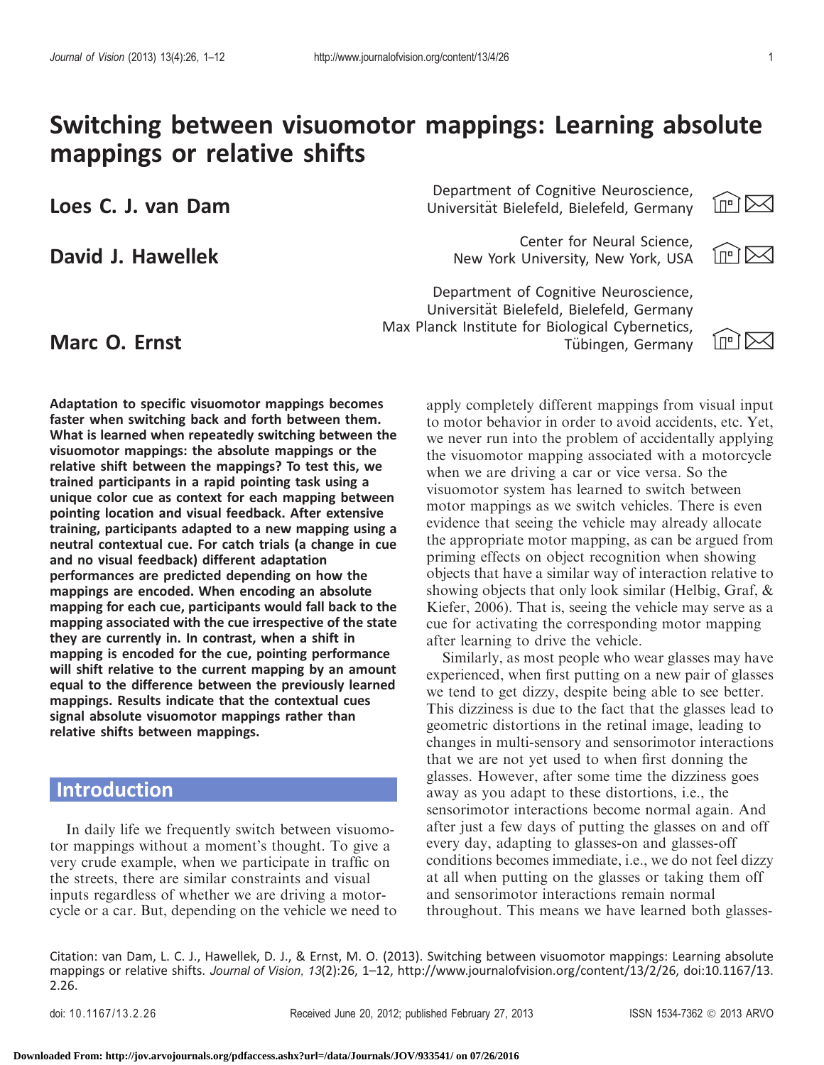# Switching between visuomotor mappings: Learning absolute mappings or relative shifts

**Loes C. J. van Dam** — Department of Cognitive Neuroscience, Universität Bielefeld, Bielefeld, Germany

**David J. Hawellek** — Center for Neural Science, New York University, New York, USA

**Marc O. Ernst** — Department of Cognitive Neuroscience, Universität Bielefeld, Bielefeld, Germany; Max Planck Institute for Biological Cybernetics, Tübingen, Germany

**Adaptation to specific visuomotor mappings becomes faster when switching back and forth between them. What is learned when repeatedly switching between the visuomotor mappings: the absolute mappings or the relative shift between the mappings? To test this, we trained participants in a rapid pointing task using a unique color cue as context for each mapping between pointing location and visual feedback. After extensive training, participants adapted to a new mapping using a neutral contextual cue. For catch trials (a change in cue and no visual feedback) different adaptation performances are predicted depending on how the mappings are encoded. When encoding an absolute mapping for each cue, participants would fall back to the mapping associated with the cue irrespective of the state they are currently in. In contrast, when a shift in mapping is encoded for the cue, pointing performance will shift relative to the current mapping by an amount equal to the difference between the previously learned mappings. Results indicate that the contextual cues signal absolute visuomotor mappings rather than relative shifts between mappings.**

## Introduction

In daily life we frequently switch between visuomotor mappings without a moment's thought. To give a very crude example, when we participate in traffic on the streets, there are similar constraints and visual inputs regardless of whether we are driving a motorcycle or a car. But, depending on the vehicle we need to apply completely different mappings from visual input to motor behavior in order to avoid accidents, etc. Yet, we never run into the problem of accidentally applying the visuomotor mapping associated with a motorcycle when we are driving a car or vice versa. So the visuomotor system has learned to switch between motor mappings as we switch vehicles. There is even evidence that seeing the vehicle may already allocate the appropriate motor mapping, as can be argued from priming effects on object recognition when showing objects that have a similar way of interaction relative to showing objects that only look similar (Helbig, Graf, & Kiefer, 2006). That is, seeing the vehicle may serve as a cue for activating the corresponding motor mapping after learning to drive the vehicle.

Similarly, as most people who wear glasses may have experienced, when first putting on a new pair of glasses we tend to get dizzy, despite being able to see better. This dizziness is due to the fact that the glasses lead to geometric distortions in the retinal image, leading to changes in multi-sensory and sensorimotor interactions that we are not yet used to when first donning the glasses. However, after some time the dizziness goes away as you adapt to these distortions, i.e., the sensorimotor interactions become normal again. And after just a few days of putting the glasses on and off every day, adapting to glasses-on and glasses-off conditions becomes immediate, i.e., we do not feel dizzy at all when putting on the glasses or taking them off and sensorimotor interactions remain normal throughout. This means we have learned both glasses-

Citation: van Dam, L. C. J., Hawellek, D. J., & Ernst, M. O. (2013). Switching between visuomotor mappings: Learning absolute mappings or relative shifts. *Journal of Vision*, *13*(2):26, 1–12, http://www.journalofvision.org/content/13/2/26, doi:10.1167/13.2.26.

doi: 10.1167/13.2.26 Received June 20, 2012; published February 27, 2013 ISSN 1534-7362 © 2013 ARVO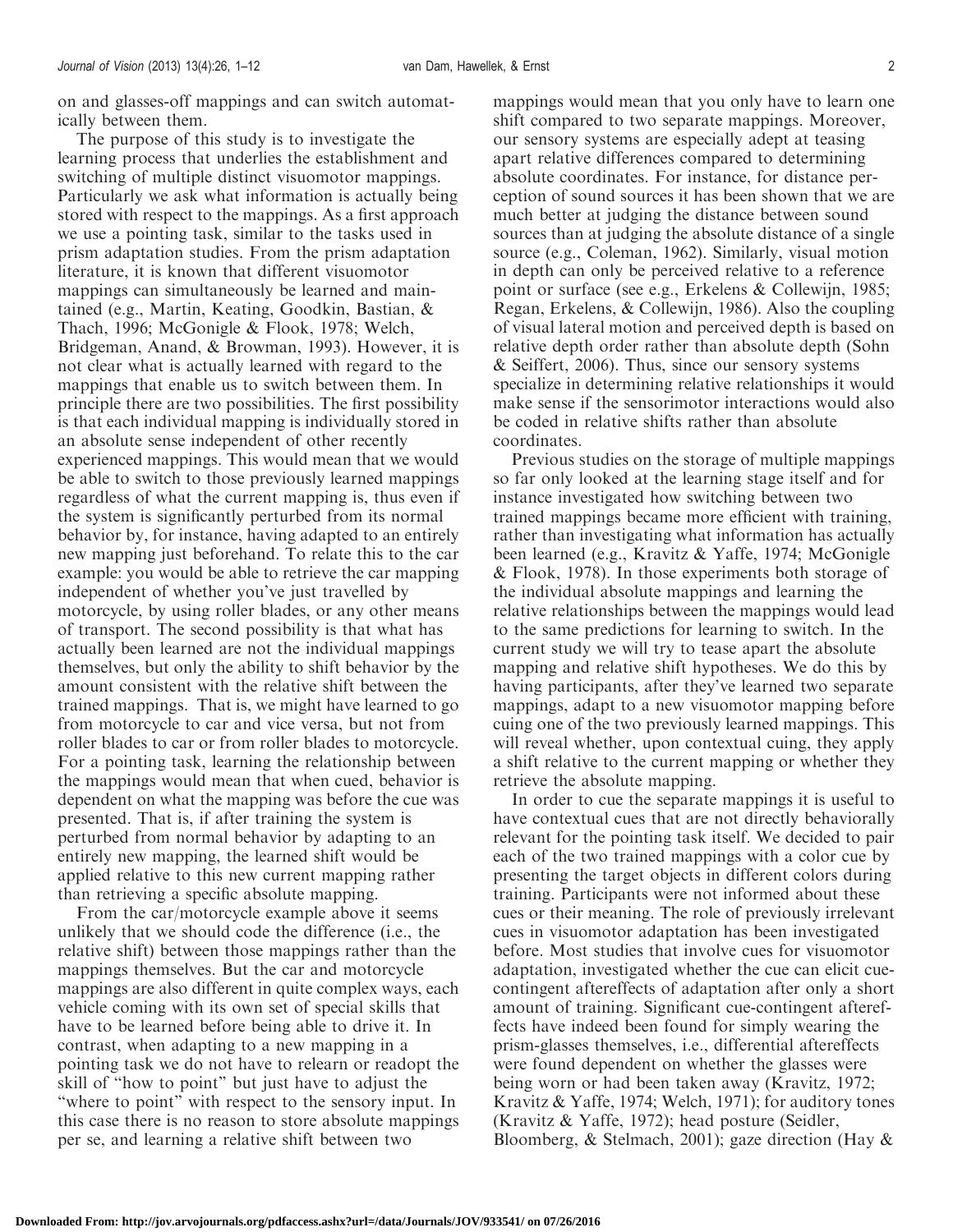on and glasses-off mappings and can switch automatically between them.

The purpose of this study is to investigate the learning process that underlies the establishment and switching of multiple distinct visuomotor mappings. Particularly we ask what information is actually being stored with respect to the mappings. As a first approach we use a pointing task, similar to the tasks used in prism adaptation studies. From the prism adaptation literature, it is known that different visuomotor mappings can simultaneously be learned and maintained (e.g., Martin, Keating, Goodkin, Bastian, & Thach, 1996; McGonigle & Flook, 1978; Welch, Bridgeman, Anand, & Browman, 1993). However, it is not clear what is actually learned with regard to the mappings that enable us to switch between them. In principle there are two possibilities. The first possibility is that each individual mapping is individually stored in an absolute sense independent of other recently experienced mappings. This would mean that we would be able to switch to those previously learned mappings regardless of what the current mapping is, thus even if the system is significantly perturbed from its normal behavior by, for instance, having adapted to an entirely new mapping just beforehand. To relate this to the car example: you would be able to retrieve the car mapping independent of whether you've just travelled by motorcycle, by using roller blades, or any other means of transport. The second possibility is that what has actually been learned are not the individual mappings themselves, but only the ability to shift behavior by the amount consistent with the relative shift between the trained mappings. That is, we might have learned to go from motorcycle to car and vice versa, but not from roller blades to car or from roller blades to motorcycle. For a pointing task, learning the relationship between the mappings would mean that when cued, behavior is dependent on what the mapping was before the cue was presented. That is, if after training the system is perturbed from normal behavior by adapting to an entirely new mapping, the learned shift would be applied relative to this new current mapping rather than retrieving a specific absolute mapping.

From the car/motorcycle example above it seems unlikely that we should code the difference (i.e., the relative shift) between those mappings rather than the mappings themselves. But the car and motorcycle mappings are also different in quite complex ways, each vehicle coming with its own set of special skills that have to be learned before being able to drive it. In contrast, when adapting to a new mapping in a pointing task we do not have to relearn or readopt the skill of "how to point" but just have to adjust the "where to point" with respect to the sensory input. In this case there is no reason to store absolute mappings per se, and learning a relative shift between two mappings would mean that you only have to learn one shift compared to two separate mappings. Moreover, our sensory systems are especially adept at teasing apart relative differences compared to determining absolute coordinates. For instance, for distance perception of sound sources it has been shown that we are much better at judging the distance between sound sources than at judging the absolute distance of a single source (e.g., Coleman, 1962). Similarly, visual motion in depth can only be perceived relative to a reference point or surface (see e.g., Erkelens & Collewijn, 1985; Regan, Erkelens, & Collewijn, 1986). Also the coupling of visual lateral motion and perceived depth is based on relative depth order rather than absolute depth (Sohn & Seiffert, 2006). Thus, since our sensory systems specialize in determining relative relationships it would make sense if the sensorimotor interactions would also be coded in relative shifts rather than absolute coordinates.

Previous studies on the storage of multiple mappings so far only looked at the learning stage itself and for instance investigated how switching between two trained mappings became more efficient with training, rather than investigating what information has actually been learned (e.g., Kravitz & Yaffe, 1974; McGonigle & Flook, 1978). In those experiments both storage of the individual absolute mappings and learning the relative relationships between the mappings would lead to the same predictions for learning to switch. In the current study we will try to tease apart the absolute mapping and relative shift hypotheses. We do this by having participants, after they've learned two separate mappings, adapt to a new visuomotor mapping before cuing one of the two previously learned mappings. This will reveal whether, upon contextual cuing, they apply a shift relative to the current mapping or whether they retrieve the absolute mapping.

In order to cue the separate mappings it is useful to have contextual cues that are not directly behaviorally relevant for the pointing task itself. We decided to pair each of the two trained mappings with a color cue by presenting the target objects in different colors during training. Participants were not informed about these cues or their meaning. The role of previously irrelevant cues in visuomotor adaptation has been investigated before. Most studies that involve cues for visuomotor adaptation, investigated whether the cue can elicit cue-contingent aftereffects of adaptation after only a short amount of training. Significant cue-contingent aftereffects have indeed been found for simply wearing the prism-glasses themselves, i.e., differential aftereffects were found dependent on whether the glasses were being worn or had been taken away (Kravitz, 1972; Kravitz & Yaffe, 1974; Welch, 1971); for auditory tones (Kravitz & Yaffe, 1972); head posture (Seidler, Bloomberg, & Stelmach, 2001); gaze direction (Hay &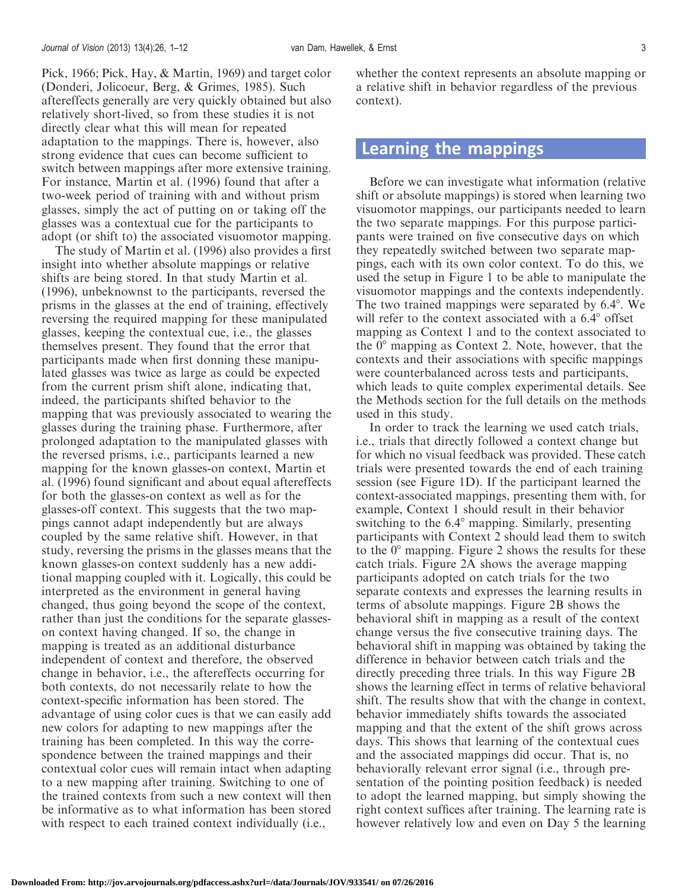Pick, 1966; Pick, Hay, & Martin, 1969) and target color (Donderi, Jolicoeur, Berg, & Grimes, 1985). Such aftereffects generally are very quickly obtained but also relatively short-lived, so from these studies it is not directly clear what this will mean for repeated adaptation to the mappings. There is, however, also strong evidence that cues can become sufficient to switch between mappings after more extensive training. For instance, Martin et al. (1996) found that after a two-week period of training with and without prism glasses, simply the act of putting on or taking off the glasses was a contextual cue for the participants to adopt (or shift to) the associated visuomotor mapping.

The study of Martin et al. (1996) also provides a first insight into whether absolute mappings or relative shifts are being stored. In that study Martin et al. (1996), unbeknownst to the participants, reversed the prisms in the glasses at the end of training, effectively reversing the required mapping for these manipulated glasses, keeping the contextual cue, i.e., the glasses themselves present. They found that the error that participants made when first donning these manipulated glasses was twice as large as could be expected from the current prism shift alone, indicating that, indeed, the participants shifted behavior to the mapping that was previously associated to wearing the glasses during the training phase. Furthermore, after prolonged adaptation to the manipulated glasses with the reversed prisms, i.e., participants learned a new mapping for the known glasses-on context, Martin et al. (1996) found significant and about equal aftereffects for both the glasses-on context as well as for the glasses-off context. This suggests that the two mappings cannot adapt independently but are always coupled by the same relative shift. However, in that study, reversing the prisms in the glasses means that the known glasses-on context suddenly has a new additional mapping coupled with it. Logically, this could be interpreted as the environment in general having changed, thus going beyond the scope of the context, rather than just the conditions for the separate glasses-on context having changed. If so, the change in mapping is treated as an additional disturbance independent of context and therefore, the observed change in behavior, i.e., the aftereffects occurring for both contexts, do not necessarily relate to how the context-specific information has been stored. The advantage of using color cues is that we can easily add new colors for adapting to new mappings after the training has been completed. In this way the correspondence between the trained mappings and their contextual color cues will remain intact when adapting to a new mapping after training. Switching to one of the trained contexts from such a new context will then be informative as to what information has been stored with respect to each trained context individually (i.e., whether the context represents an absolute mapping or a relative shift in behavior regardless of the previous context).

## Learning the mappings

Before we can investigate what information (relative shift or absolute mappings) is stored when learning two visuomotor mappings, our participants needed to learn the two separate mappings. For this purpose participants were trained on five consecutive days on which they repeatedly switched between two separate mappings, each with its own color context. To do this, we used the setup in Figure 1 to be able to manipulate the visuomotor mappings and the contexts independently. The two trained mappings were separated by 6.4°. We will refer to the context associated with a 6.4° offset mapping as Context 1 and to the context associated to the 0° mapping as Context 2. Note, however, that the contexts and their associations with specific mappings were counterbalanced across tests and participants, which leads to quite complex experimental details. See the Methods section for the full details on the methods used in this study.

In order to track the learning we used catch trials, i.e., trials that directly followed a context change but for which no visual feedback was provided. These catch trials were presented towards the end of each training session (see Figure 1D). If the participant learned the context-associated mappings, presenting them with, for example, Context 1 should result in their behavior switching to the 6.4° mapping. Similarly, presenting participants with Context 2 should lead them to switch to the 0° mapping. Figure 2 shows the results for these catch trials. Figure 2A shows the average mapping participants adopted on catch trials for the two separate contexts and expresses the learning results in terms of absolute mappings. Figure 2B shows the behavioral shift in mapping as a result of the context change versus the five consecutive training days. The behavioral shift in mapping was obtained by taking the difference in behavior between catch trials and the directly preceding three trials. In this way Figure 2B shows the learning effect in terms of relative behavioral shift. The results show that with the change in context, behavior immediately shifts towards the associated mapping and that the extent of the shift grows across days. This shows that learning of the contextual cues and the associated mappings did occur. That is, no behaviorally relevant error signal (i.e., through presentation of the pointing position feedback) is needed to adopt the learned mapping, but simply showing the right context suffices after training. The learning rate is however relatively low and even on Day 5 the learning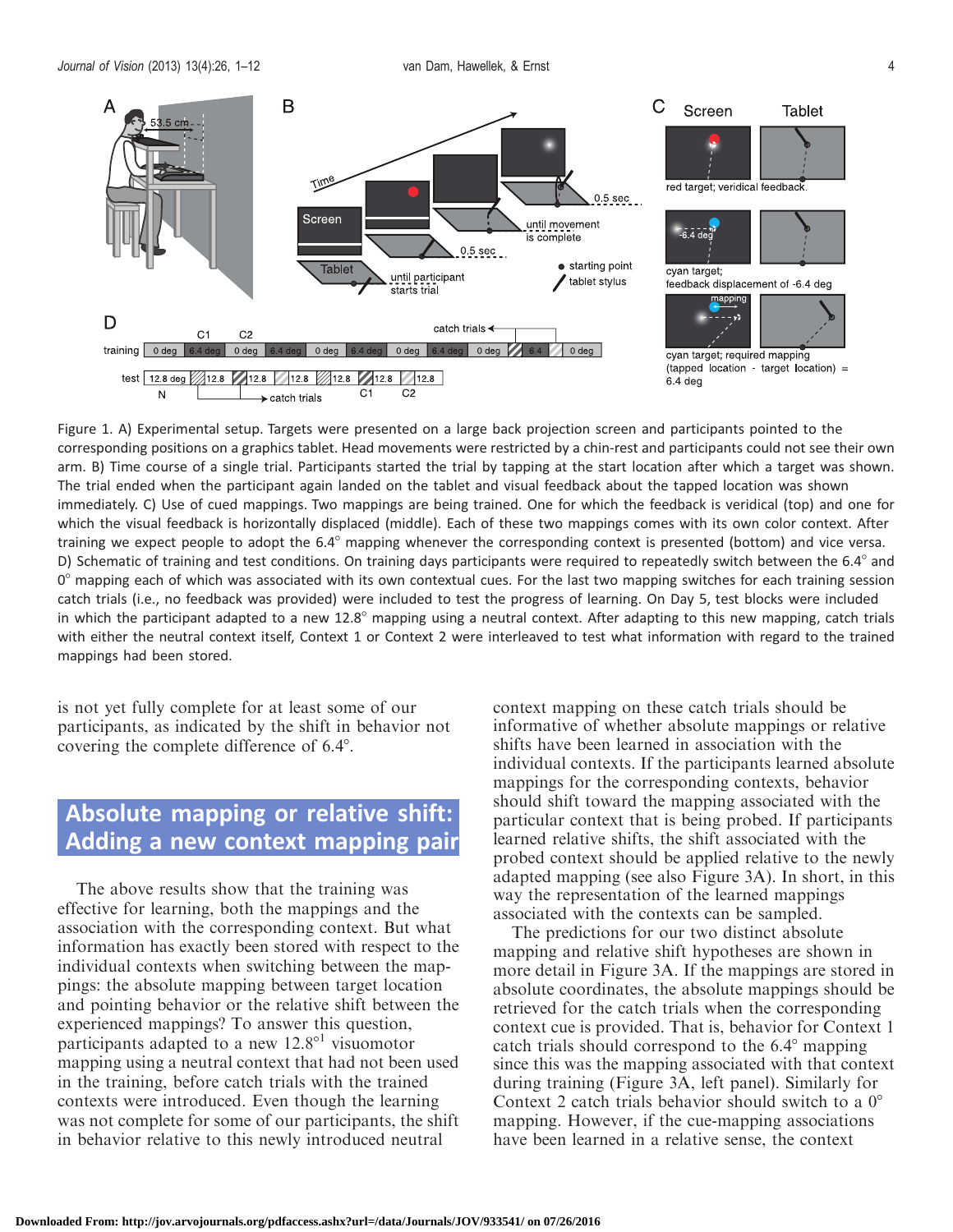Figure 1. A) Experimental setup. Targets were presented on a large back projection screen and participants pointed to the corresponding positions on a graphics tablet. Head movements were restricted by a chin-rest and participants could not see their own arm. B) Time course of a single trial. Participants started the trial by tapping at the start location after which a target was shown. The trial ended when the participant again landed on the tablet and visual feedback about the tapped location was shown immediately. C) Use of cued mappings. Two mappings are being trained. One for which the feedback is veridical (top) and one for which the visual feedback is horizontally displaced (middle). Each of these two mappings comes with its own color context. After training we expect people to adopt the 6.4° mapping whenever the corresponding context is presented (bottom) and vice versa. D) Schematic of training and test conditions. On training days participants were required to repeatedly switch between the 6.4° and 0° mapping each of which was associated with its own contextual cues. For the last two mapping switches for each training session catch trials (i.e., no feedback was provided) were included to test the progress of learning. On Day 5, test blocks were included in which the participant adapted to a new 12.8° mapping using a neutral context. After adapting to this new mapping, catch trials with either the neutral context itself, Context 1 or Context 2 were interleaved to test what information with regard to the trained mappings had been stored.

is not yet fully complete for at least some of our participants, as indicated by the shift in behavior not covering the complete difference of 6.4°.

## Absolute mapping or relative shift: Adding a new context mapping pair

The above results show that the training was effective for learning, both the mappings and the association with the corresponding context. But what information has exactly been stored with respect to the individual contexts when switching between the mappings: the absolute mapping between target location and pointing behavior or the relative shift between the experienced mappings? To answer this question, participants adapted to a new 12.8°[1] visuomotor mapping using a neutral context that had not been used in the training, before catch trials with the trained contexts were introduced. Even though the learning was not complete for some of our participants, the shift in behavior relative to this newly introduced neutral context mapping on these catch trials should be informative of whether absolute mappings or relative shifts have been learned in association with the individual contexts. If the participants learned absolute mappings for the corresponding contexts, behavior should shift toward the mapping associated with the particular context that is being probed. If participants learned relative shifts, the shift associated with the probed context should be applied relative to the newly adapted mapping (see also Figure 3A). In short, in this way the representation of the learned mappings associated with the contexts can be sampled.

The predictions for our two distinct absolute mapping and relative shift hypotheses are shown in more detail in Figure 3A. If the mappings are stored in absolute coordinates, the absolute mappings should be retrieved for the catch trials when the corresponding context cue is provided. That is, behavior for Context 1 catch trials should correspond to the 6.4° mapping since this was the mapping associated with that context during training (Figure 3A, left panel). Similarly for Context 2 catch trials behavior should switch to a 0° mapping. However, if the cue-mapping associations have been learned in a relative sense, the context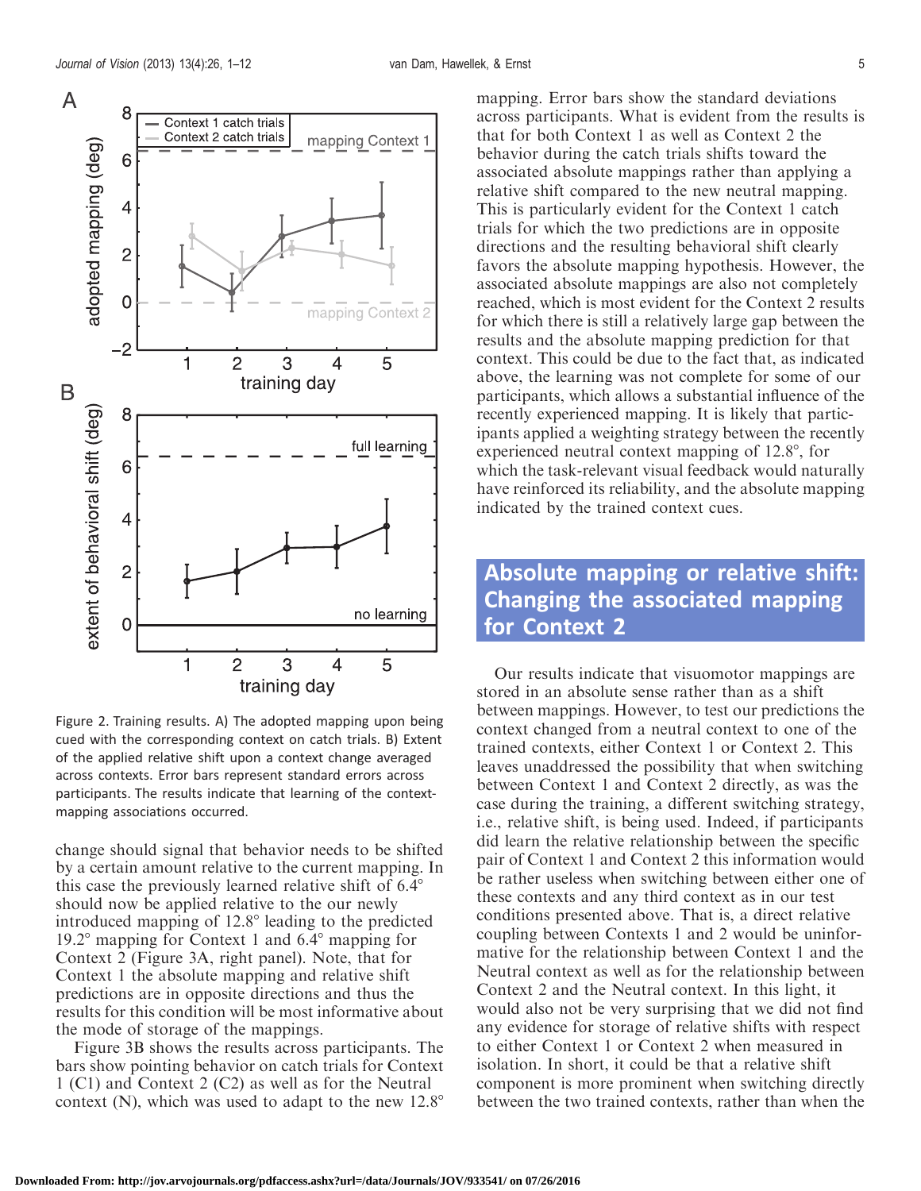Figure 2. Training results. A) The adopted mapping upon being cued with the corresponding context on catch trials. B) Extent of the applied relative shift upon a context change averaged across contexts. Error bars represent standard errors across participants. The results indicate that learning of the context-mapping associations occurred.

change should signal that behavior needs to be shifted by a certain amount relative to the current mapping. In this case the previously learned relative shift of 6.4° should now be applied relative to the our newly introduced mapping of 12.8° leading to the predicted 19.2° mapping for Context 1 and 6.4° mapping for Context 2 (Figure 3A, right panel). Note, that for Context 1 the absolute mapping and relative shift predictions are in opposite directions and thus the results for this condition will be most informative about the mode of storage of the mappings.

Figure 3B shows the results across participants. The bars show pointing behavior on catch trials for Context 1 (C1) and Context 2 (C2) as well as for the Neutral context (N), which was used to adapt to the new 12.8° mapping. Error bars show the standard deviations across participants. What is evident from the results is that for both Context 1 as well as Context 2 the behavior during the catch trials shifts toward the associated absolute mappings rather than applying a relative shift compared to the new neutral mapping. This is particularly evident for the Context 1 catch trials for which the two predictions are in opposite directions and the resulting behavioral shift clearly favors the absolute mapping hypothesis. However, the associated absolute mappings are also not completely reached, which is most evident for the Context 2 results for which there is still a relatively large gap between the results and the absolute mapping prediction for that context. This could be due to the fact that, as indicated above, the learning was not complete for some of our participants, which allows a substantial influence of the recently experienced mapping. It is likely that participants applied a weighting strategy between the recently experienced neutral context mapping of 12.8°, for which the task-relevant visual feedback would naturally have reinforced its reliability, and the absolute mapping indicated by the trained context cues.

## Absolute mapping or relative shift: Changing the associated mapping for Context 2

Our results indicate that visuomotor mappings are stored in an absolute sense rather than as a shift between mappings. However, to test our predictions the context changed from a neutral context to one of the trained contexts, either Context 1 or Context 2. This leaves unaddressed the possibility that when switching between Context 1 and Context 2 directly, as was the case during the training, a different switching strategy, i.e., relative shift, is being used. Indeed, if participants did learn the relative relationship between the specific pair of Context 1 and Context 2 this information would be rather useless when switching between either one of these contexts and any third context as in our test conditions presented above. That is, a direct relative coupling between Contexts 1 and 2 would be uninformative for the relationship between Context 1 and the Neutral context as well as for the relationship between Context 2 and the Neutral context. In this light, it would also not be very surprising that we did not find any evidence for storage of relative shifts with respect to either Context 1 or Context 2 when measured in isolation. In short, it could be that a relative shift component is more prominent when switching directly between the two trained contexts, rather than when the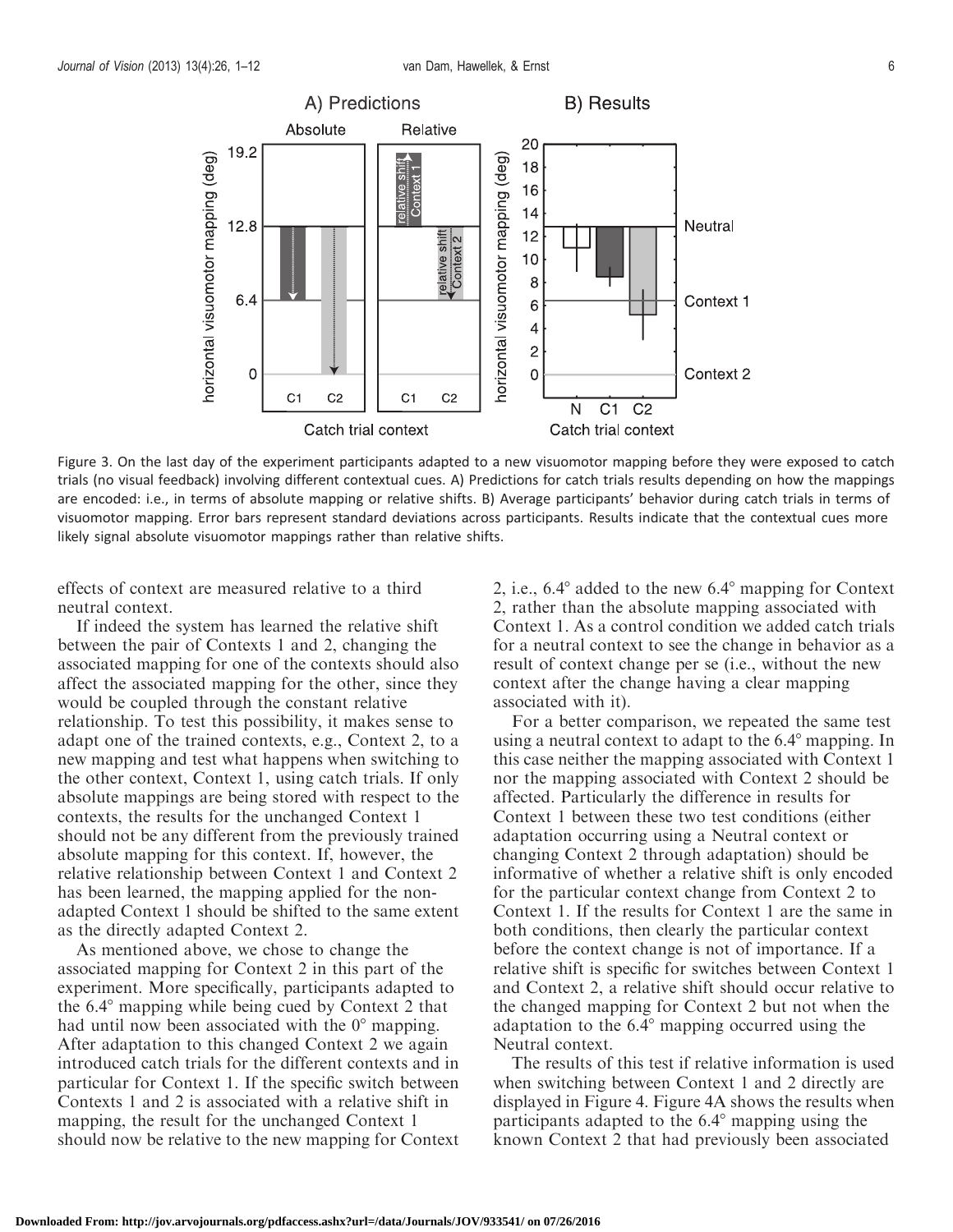Figure 3. On the last day of the experiment participants adapted to a new visuomotor mapping before they were exposed to catch trials (no visual feedback) involving different contextual cues. A) Predictions for catch trials results depending on how the mappings are encoded: i.e., in terms of absolute mapping or relative shifts. B) Average participants' behavior during catch trials in terms of visuomotor mapping. Error bars represent standard deviations across participants. Results indicate that the contextual cues more likely signal absolute visuomotor mappings rather than relative shifts.

effects of context are measured relative to a third neutral context.

If indeed the system has learned the relative shift between the pair of Contexts 1 and 2, changing the associated mapping for one of the contexts should also affect the associated mapping for the other, since they would be coupled through the constant relative relationship. To test this possibility, it makes sense to adapt one of the trained contexts, e.g., Context 2, to a new mapping and test what happens when switching to the other context, Context 1, using catch trials. If only absolute mappings are being stored with respect to the contexts, the results for the unchanged Context 1 should not be any different from the previously trained absolute mapping for this context. If, however, the relative relationship between Context 1 and Context 2 has been learned, the mapping applied for the non-adapted Context 1 should be shifted to the same extent as the directly adapted Context 2.

As mentioned above, we chose to change the associated mapping for Context 2 in this part of the experiment. More specifically, participants adapted to the 6.4° mapping while being cued by Context 2 that had until now been associated with the 0° mapping. After adaptation to this changed Context 2 we again introduced catch trials for the different contexts and in particular for Context 1. If the specific switch between Contexts 1 and 2 is associated with a relative shift in mapping, the result for the unchanged Context 1 should now be relative to the new mapping for Context 2, i.e., 6.4° added to the new 6.4° mapping for Context 2, rather than the absolute mapping associated with Context 1. As a control condition we added catch trials for a neutral context to see the change in behavior as a result of context change per se (i.e., without the new context after the change having a clear mapping associated with it).

For a better comparison, we repeated the same test using a neutral context to adapt to the 6.4° mapping. In this case neither the mapping associated with Context 1 nor the mapping associated with Context 2 should be affected. Particularly the difference in results for Context 1 between these two test conditions (either adaptation occurring using a Neutral context or changing Context 2 through adaptation) should be informative of whether a relative shift is only encoded for the particular context change from Context 2 to Context 1. If the results for Context 1 are the same in both conditions, then clearly the particular context before the context change is not of importance. If a relative shift is specific for switches between Context 1 and Context 2, a relative shift should occur relative to the changed mapping for Context 2 but not when the adaptation to the 6.4° mapping occurred using the Neutral context.

The results of this test if relative information is used when switching between Context 1 and 2 directly are displayed in Figure 4. Figure 4A shows the results when participants adapted to the 6.4° mapping using the known Context 2 that had previously been associated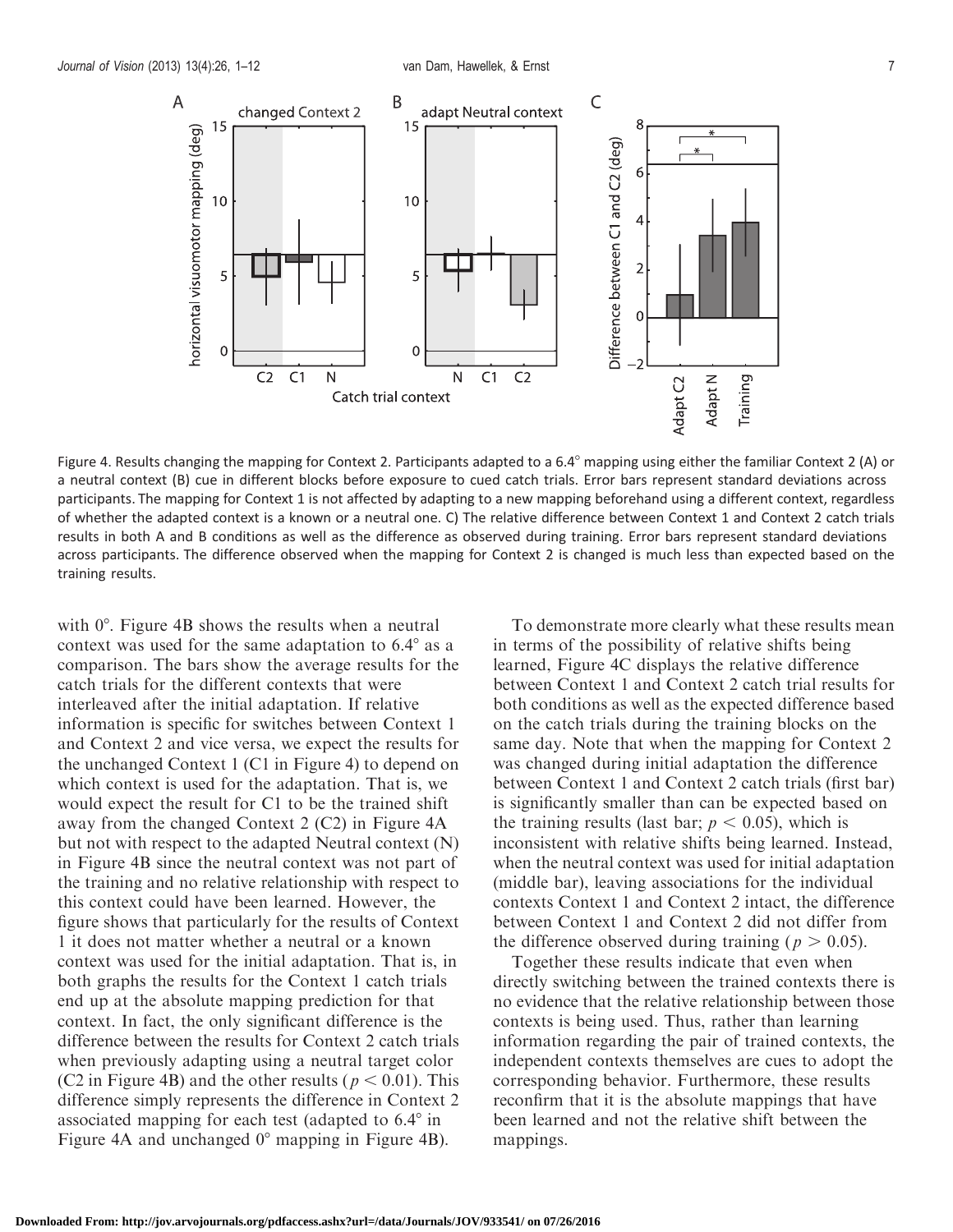Figure 4. Results changing the mapping for Context 2. Participants adapted to a 6.4° mapping using either the familiar Context 2 (A) or a neutral context (B) cue in different blocks before exposure to cued catch trials. Error bars represent standard deviations across participants. The mapping for Context 1 is not affected by adapting to a new mapping beforehand using a different context, regardless of whether the adapted context is a known or a neutral one. C) The relative difference between Context 1 and Context 2 catch trials results in both A and B conditions as well as the difference as observed during training. Error bars represent standard deviations across participants. The difference observed when the mapping for Context 2 is changed is much less than expected based on the training results.

with 0°. Figure 4B shows the results when a neutral context was used for the same adaptation to 6.4° as a comparison. The bars show the average results for the catch trials for the different contexts that were interleaved after the initial adaptation. If relative information is specific for switches between Context 1 and Context 2 and vice versa, we expect the results for the unchanged Context 1 (C1 in Figure 4) to depend on which context is used for the adaptation. That is, we would expect the result for C1 to be the trained shift away from the changed Context 2 (C2) in Figure 4A but not with respect to the adapted Neutral context (N) in Figure 4B since the neutral context was not part of the training and no relative relationship with respect to this context could have been learned. However, the figure shows that particularly for the results of Context 1 it does not matter whether a neutral or a known context was used for the initial adaptation. That is, in both graphs the results for the Context 1 catch trials end up at the absolute mapping prediction for that context. In fact, the only significant difference is the difference between the results for Context 2 catch trials when previously adapting using a neutral target color (C2 in Figure 4B) and the other results ($p < 0.01$). This difference simply represents the difference in Context 2 associated mapping for each test (adapted to 6.4° in Figure 4A and unchanged 0° mapping in Figure 4B).

To demonstrate more clearly what these results mean in terms of the possibility of relative shifts being learned, Figure 4C displays the relative difference between Context 1 and Context 2 catch trial results for both conditions as well as the expected difference based on the catch trials during the training blocks on the same day. Note that when the mapping for Context 2 was changed during initial adaptation the difference between Context 1 and Context 2 catch trials (first bar) is significantly smaller than can be expected based on the training results (last bar; $p < 0.05$), which is inconsistent with relative shifts being learned. Instead, when the neutral context was used for initial adaptation (middle bar), leaving associations for the individual contexts Context 1 and Context 2 intact, the difference between Context 1 and Context 2 did not differ from the difference observed during training ($p > 0.05$).

Together these results indicate that even when directly switching between the trained contexts there is no evidence that the relative relationship between those contexts is being used. Thus, rather than learning information regarding the pair of trained contexts, the independent contexts themselves are cues to adopt the corresponding behavior. Furthermore, these results reconfirm that it is the absolute mappings that have been learned and not the relative shift between the mappings.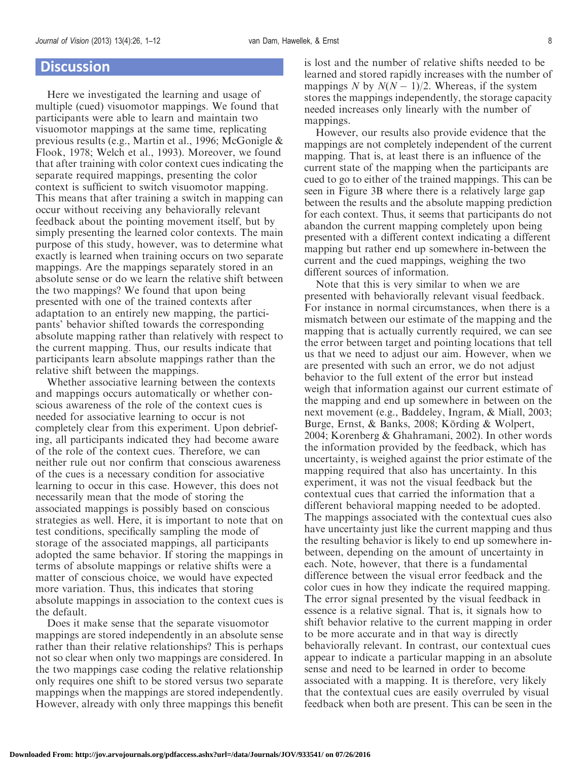## Discussion

Here we investigated the learning and usage of multiple (cued) visuomotor mappings. We found that participants were able to learn and maintain two visuomotor mappings at the same time, replicating previous results (e.g., Martin et al., 1996; McGonigle & Flook, 1978; Welch et al., 1993). Moreover, we found that after training with color context cues indicating the separate required mappings, presenting the color context is sufficient to switch visuomotor mapping. This means that after training a switch in mapping can occur without receiving any behaviorally relevant feedback about the pointing movement itself, but by simply presenting the learned color contexts. The main purpose of this study, however, was to determine what exactly is learned when training occurs on two separate mappings. Are the mappings separately stored in an absolute sense or do we learn the relative shift between the two mappings? We found that upon being presented with one of the trained contexts after adaptation to an entirely new mapping, the participants' behavior shifted towards the corresponding absolute mapping rather than relatively with respect to the current mapping. Thus, our results indicate that participants learn absolute mappings rather than the relative shift between the mappings.

Whether associative learning between the contexts and mappings occurs automatically or whether conscious awareness of the role of the context cues is needed for associative learning to occur is not completely clear from this experiment. Upon debriefing, all participants indicated they had become aware of the role of the context cues. Therefore, we can neither rule out nor confirm that conscious awareness of the cues is a necessary condition for associative learning to occur in this case. However, this does not necessarily mean that the mode of storing the associated mappings is possibly based on conscious strategies as well. Here, it is important to note that on test conditions, specifically sampling the mode of storage of the associated mappings, all participants adopted the same behavior. If storing the mappings in terms of absolute mappings or relative shifts were a matter of conscious choice, we would have expected more variation. Thus, this indicates that storing absolute mappings in association to the context cues is the default.

Does it make sense that the separate visuomotor mappings are stored independently in an absolute sense rather than their relative relationships? This is perhaps not so clear when only two mappings are considered. In the two mappings case coding the relative relationship only requires one shift to be stored versus two separate mappings when the mappings are stored independently. However, already with only three mappings this benefit is lost and the number of relative shifts needed to be learned and stored rapidly increases with the number of mappings $N$ by $N(N-1)/2$. Whereas, if the system stores the mappings independently, the storage capacity needed increases only linearly with the number of mappings.

However, our results also provide evidence that the mappings are not completely independent of the current mapping. That is, at least there is an influence of the current state of the mapping when the participants are cued to go to either of the trained mappings. This can be seen in Figure 3B where there is a relatively large gap between the results and the absolute mapping prediction for each context. Thus, it seems that participants do not abandon the current mapping completely upon being presented with a different context indicating a different mapping but rather end up somewhere in-between the current and the cued mappings, weighing the two different sources of information.

Note that this is very similar to when we are presented with behaviorally relevant visual feedback. For instance in normal circumstances, when there is a mismatch between our estimate of the mapping and the mapping that is actually currently required, we can see the error between target and pointing locations that tell us that we need to adjust our aim. However, when we are presented with such an error, we do not adjust behavior to the full extent of the error but instead weigh that information against our current estimate of the mapping and end up somewhere in between on the next movement (e.g., Baddeley, Ingram, & Miall, 2003; Burge, Ernst, & Banks, 2008; Körding & Wolpert, 2004; Korenberg & Ghahramani, 2002). In other words the information provided by the feedback, which has uncertainty, is weighed against the prior estimate of the mapping required that also has uncertainty. In this experiment, it was not the visual feedback but the contextual cues that carried the information that a different behavioral mapping needed to be adopted. The mappings associated with the contextual cues also have uncertainty just like the current mapping and thus the resulting behavior is likely to end up somewhere in-between, depending on the amount of uncertainty in each. Note, however, that there is a fundamental difference between the visual error feedback and the color cues in how they indicate the required mapping. The error signal presented by the visual feedback in essence is a relative signal. That is, it signals how to shift behavior relative to the current mapping in order to be more accurate and in that way is directly behaviorally relevant. In contrast, our contextual cues appear to indicate a particular mapping in an absolute sense and need to be learned in order to become associated with a mapping. It is therefore, very likely that the contextual cues are easily overruled by visual feedback when both are present. This can be seen in the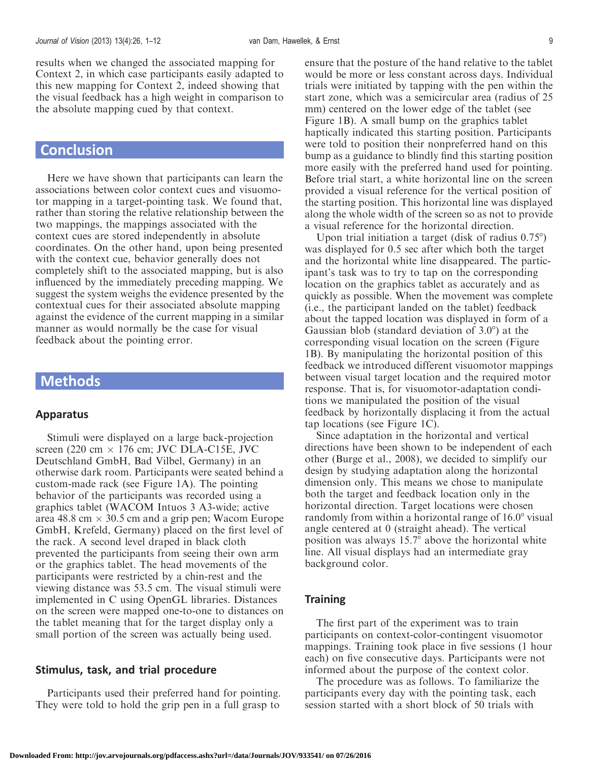results when we changed the associated mapping for Context 2, in which case participants easily adapted to this new mapping for Context 2, indeed showing that the visual feedback has a high weight in comparison to the absolute mapping cued by that context.

## Conclusion

Here we have shown that participants can learn the associations between color context cues and visuomotor mapping in a target-pointing task. We found that, rather than storing the relative relationship between the two mappings, the mappings associated with the context cues are stored independently in absolute coordinates. On the other hand, upon being presented with the context cue, behavior generally does not completely shift to the associated mapping, but is also influenced by the immediately preceding mapping. We suggest the system weighs the evidence presented by the contextual cues for their associated absolute mapping against the evidence of the current mapping in a similar manner as would normally be the case for visual feedback about the pointing error.

## Methods

### Apparatus

Stimuli were displayed on a large back-projection screen (220 cm × 176 cm; JVC DLA-C15E, JVC Deutschland GmbH, Bad Vilbel, Germany) in an otherwise dark room. Participants were seated behind a custom-made rack (see Figure 1A). The pointing behavior of the participants was recorded using a graphics tablet (WACOM Intuos 3 A3-wide; active area 48.8 cm × 30.5 cm and a grip pen; Wacom Europe GmbH, Krefeld, Germany) placed on the first level of the rack. A second level draped in black cloth prevented the participants from seeing their own arm or the graphics tablet. The head movements of the participants were restricted by a chin-rest and the viewing distance was 53.5 cm. The visual stimuli were implemented in C using OpenGL libraries. Distances on the screen were mapped one-to-one to distances on the tablet meaning that for the target display only a small portion of the screen was actually being used.

### Stimulus, task, and trial procedure

Participants used their preferred hand for pointing. They were told to hold the grip pen in a full grasp to ensure that the posture of the hand relative to the tablet would be more or less constant across days. Individual trials were initiated by tapping with the pen within the start zone, which was a semicircular area (radius of 25 mm) centered on the lower edge of the tablet (see Figure 1B). A small bump on the graphics tablet haptically indicated this starting position. Participants were told to position their nonpreferred hand on this bump as a guidance to blindly find this starting position more easily with the preferred hand used for pointing. Before trial start, a white horizontal line on the screen provided a visual reference for the vertical position of the starting position. This horizontal line was displayed along the whole width of the screen so as not to provide a visual reference for the horizontal direction.

Upon trial initiation a target (disk of radius 0.75°) was displayed for 0.5 sec after which both the target and the horizontal white line disappeared. The participant's task was to try to tap on the corresponding location on the graphics tablet as accurately and as quickly as possible. When the movement was complete (i.e., the participant landed on the tablet) feedback about the tapped location was displayed in form of a Gaussian blob (standard deviation of 3.0°) at the corresponding visual location on the screen (Figure 1B). By manipulating the horizontal position of this feedback we introduced different visuomotor mappings between visual target location and the required motor response. That is, for visuomotor-adaptation conditions we manipulated the position of the visual feedback by horizontally displacing it from the actual tap locations (see Figure 1C).

Since adaptation in the horizontal and vertical directions have been shown to be independent of each other (Burge et al., 2008), we decided to simplify our design by studying adaptation along the horizontal dimension only. This means we chose to manipulate both the target and feedback location only in the horizontal direction. Target locations were chosen randomly from within a horizontal range of 16.0° visual angle centered at 0 (straight ahead). The vertical position was always 15.7° above the horizontal white line. All visual displays had an intermediate gray background color.

### Training

The first part of the experiment was to train participants on context-color-contingent visuomotor mappings. Training took place in five sessions (1 hour each) on five consecutive days. Participants were not informed about the purpose of the context color.

The procedure was as follows. To familiarize the participants every day with the pointing task, each session started with a short block of 50 trials with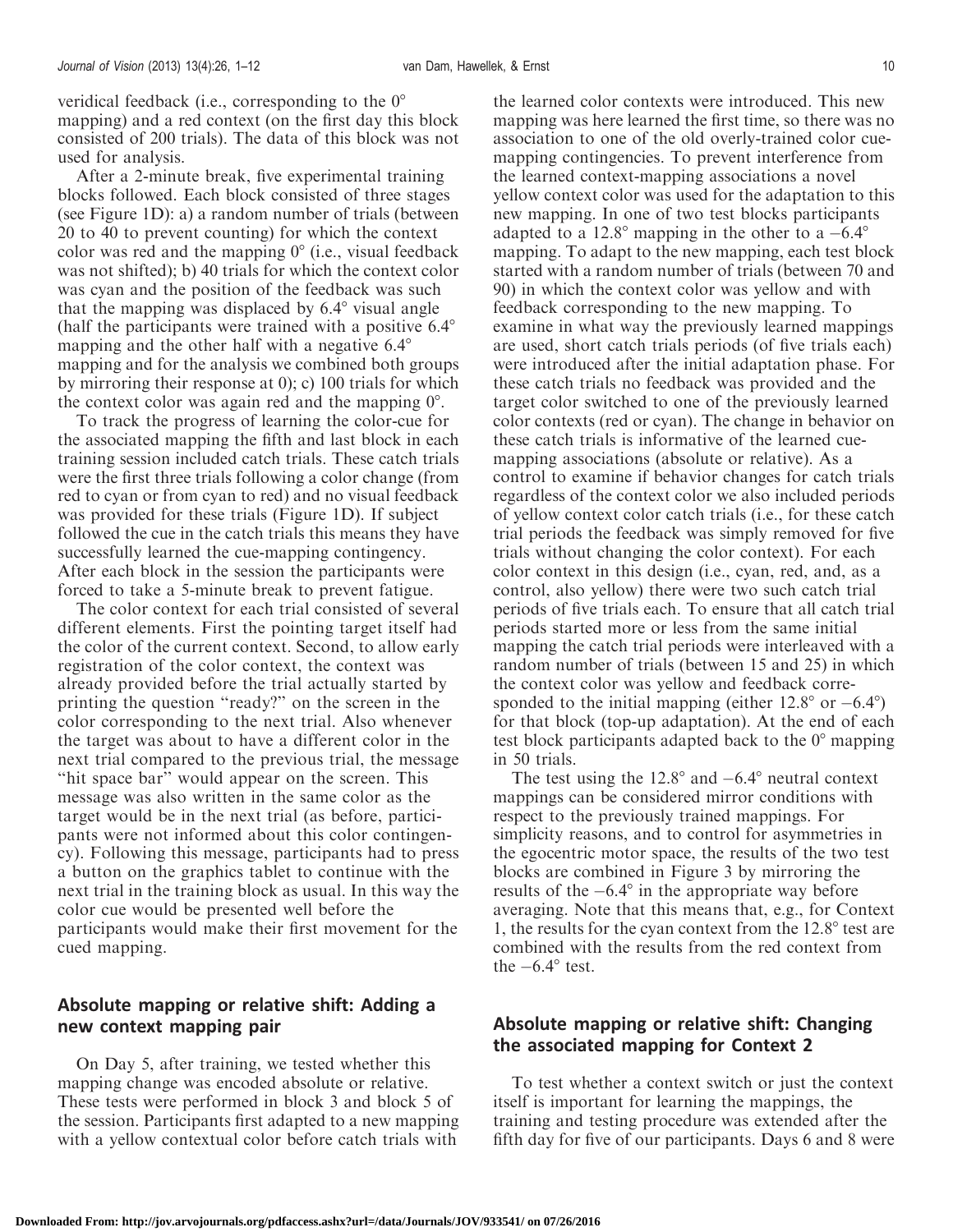veridical feedback (i.e., corresponding to the 0° mapping) and a red context (on the first day this block consisted of 200 trials). The data of this block was not used for analysis.

After a 2-minute break, five experimental training blocks followed. Each block consisted of three stages (see Figure 1D): a) a random number of trials (between 20 to 40 to prevent counting) for which the context color was red and the mapping 0° (i.e., visual feedback was not shifted); b) 40 trials for which the context color was cyan and the position of the feedback was such that the mapping was displaced by 6.4° visual angle (half the participants were trained with a positive 6.4° mapping and the other half with a negative 6.4° mapping and for the analysis we combined both groups by mirroring their response at 0); c) 100 trials for which the context color was again red and the mapping 0°.

To track the progress of learning the color-cue for the associated mapping the fifth and last block in each training session included catch trials. These catch trials were the first three trials following a color change (from red to cyan or from cyan to red) and no visual feedback was provided for these trials (Figure 1D). If subject followed the cue in the catch trials this means they have successfully learned the cue-mapping contingency. After each block in the session the participants were forced to take a 5-minute break to prevent fatigue.

The color context for each trial consisted of several different elements. First the pointing target itself had the color of the current context. Second, to allow early registration of the color context, the context was already provided before the trial actually started by printing the question "ready?" on the screen in the color corresponding to the next trial. Also whenever the target was about to have a different color in the next trial compared to the previous trial, the message "hit space bar" would appear on the screen. This message was also written in the same color as the target would be in the next trial (as before, participants were not informed about this color contingency). Following this message, participants had to press a button on the graphics tablet to continue with the next trial in the training block as usual. In this way the color cue would be presented well before the participants would make their first movement for the cued mapping.

## Absolute mapping or relative shift: Adding a new context mapping pair

On Day 5, after training, we tested whether this mapping change was encoded absolute or relative. These tests were performed in block 3 and block 5 of the session. Participants first adapted to a new mapping with a yellow contextual color before catch trials with the learned color contexts were introduced. This new mapping was here learned the first time, so there was no association to one of the old overly-trained color cue-mapping contingencies. To prevent interference from the learned context-mapping associations a novel yellow context color was used for the adaptation to this new mapping. In one of two test blocks participants adapted to a 12.8° mapping in the other to a –6.4° mapping. To adapt to the new mapping, each test block started with a random number of trials (between 70 and 90) in which the context color was yellow and with feedback corresponding to the new mapping. To examine in what way the previously learned mappings are used, short catch trials periods (of five trials each) were introduced after the initial adaptation phase. For these catch trials no feedback was provided and the target color switched to one of the previously learned color contexts (red or cyan). The change in behavior on these catch trials is informative of the learned cue-mapping associations (absolute or relative). As a control to examine if behavior changes for catch trials regardless of the context color we also included periods of yellow context color catch trials (i.e., for these catch trial periods the feedback was simply removed for five trials without changing the color context). For each color context in this design (i.e., cyan, red, and, as a control, also yellow) there were two such catch trial periods of five trials each. To ensure that all catch trial periods started more or less from the same initial mapping the catch trial periods were interleaved with a random number of trials (between 15 and 25) in which the context color was yellow and feedback corresponded to the initial mapping (either 12.8° or –6.4°) for that block (top-up adaptation). At the end of each test block participants adapted back to the 0° mapping in 50 trials.

The test using the 12.8° and –6.4° neutral context mappings can be considered mirror conditions with respect to the previously trained mappings. For simplicity reasons, and to control for asymmetries in the egocentric motor space, the results of the two test blocks are combined in Figure 3 by mirroring the results of the –6.4° in the appropriate way before averaging. Note that this means that, e.g., for Context 1, the results for the cyan context from the 12.8° test are combined with the results from the red context from the –6.4° test.

## Absolute mapping or relative shift: Changing the associated mapping for Context 2

To test whether a context switch or just the context itself is important for learning the mappings, the training and testing procedure was extended after the fifth day for five of our participants. Days 6 and 8 were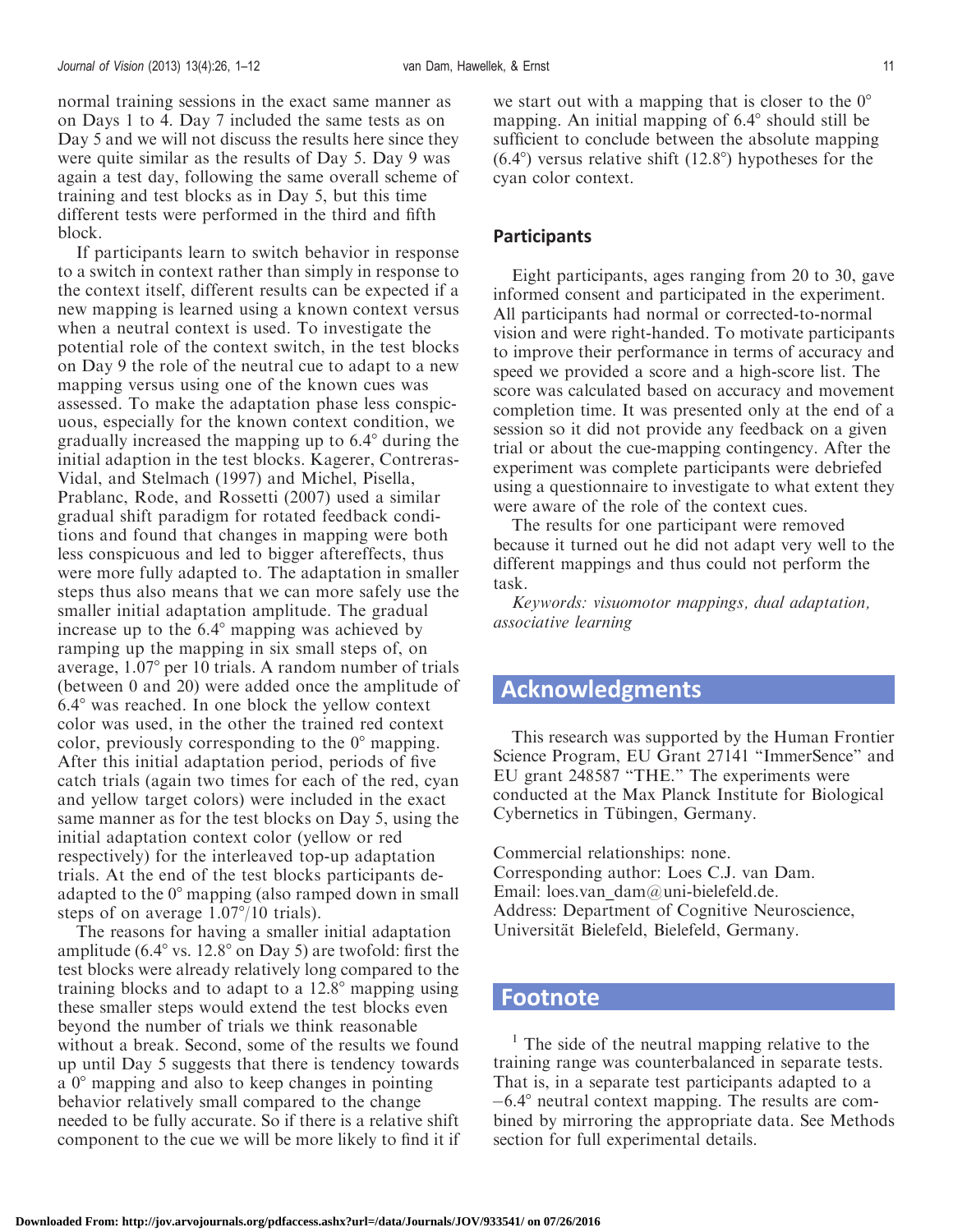normal training sessions in the exact same manner as on Days 1 to 4. Day 7 included the same tests as on Day 5 and we will not discuss the results here since they were quite similar as the results of Day 5. Day 9 was again a test day, following the same overall scheme of training and test blocks as in Day 5, but this time different tests were performed in the third and fifth block.

If participants learn to switch behavior in response to a switch in context rather than simply in response to the context itself, different results can be expected if a new mapping is learned using a known context versus when a neutral context is used. To investigate the potential role of the context switch, in the test blocks on Day 9 the role of the neutral cue to adapt to a new mapping versus using one of the known cues was assessed. To make the adaptation phase less conspicuous, especially for the known context condition, we gradually increased the mapping up to 6.4° during the initial adaption in the test blocks. Kagerer, Contreras-Vidal, and Stelmach (1997) and Michel, Pisella, Prablanc, Rode, and Rossetti (2007) used a similar gradual shift paradigm for rotated feedback conditions and found that changes in mapping were both less conspicuous and led to bigger aftereffects, thus were more fully adapted to. The adaptation in smaller steps thus also means that we can more safely use the smaller initial adaptation amplitude. The gradual increase up to the 6.4° mapping was achieved by ramping up the mapping in six small steps of, on average, 1.07° per 10 trials. A random number of trials (between 0 and 20) were added once the amplitude of 6.4° was reached. In one block the yellow context color was used, in the other the trained red context color, previously corresponding to the 0° mapping. After this initial adaptation period, periods of five catch trials (again two times for each of the red, cyan and yellow target colors) were included in the exact same manner as for the test blocks on Day 5, using the initial adaptation context color (yellow or red respectively) for the interleaved top-up adaptation trials. At the end of the test blocks participants de-adapted to the 0° mapping (also ramped down in small steps of on average 1.07°/10 trials).

The reasons for having a smaller initial adaptation amplitude (6.4° vs. 12.8° on Day 5) are twofold: first the test blocks were already relatively long compared to the training blocks and to adapt to a 12.8° mapping using these smaller steps would extend the test blocks even beyond the number of trials we think reasonable without a break. Second, some of the results we found up until Day 5 suggests that there is tendency towards a 0° mapping and also to keep changes in pointing behavior relatively small compared to the change needed to be fully accurate. So if there is a relative shift component to the cue we will be more likely to find it if we start out with a mapping that is closer to the 0° mapping. An initial mapping of 6.4° should still be sufficient to conclude between the absolute mapping (6.4°) versus relative shift (12.8°) hypotheses for the cyan color context.

### Participants

Eight participants, ages ranging from 20 to 30, gave informed consent and participated in the experiment. All participants had normal or corrected-to-normal vision and were right-handed. To motivate participants to improve their performance in terms of accuracy and speed we provided a score and a high-score list. The score was calculated based on accuracy and movement completion time. It was presented only at the end of a session so it did not provide any feedback on a given trial or about the cue-mapping contingency. After the experiment was complete participants were debriefed using a questionnaire to investigate to what extent they were aware of the role of the context cues.

The results for one participant were removed because it turned out he did not adapt very well to the different mappings and thus could not perform the task.

*Keywords: visuomotor mappings, dual adaptation, associative learning*

## Acknowledgments

This research was supported by the Human Frontier Science Program, EU Grant 27141 "ImmerSence" and EU grant 248587 "THE." The experiments were conducted at the Max Planck Institute for Biological Cybernetics in Tübingen, Germany.

Commercial relationships: none.
Corresponding author: Loes C.J. van Dam.
Email: loes.van_dam@uni-bielefeld.de.
Address: Department of Cognitive Neuroscience, Universität Bielefeld, Bielefeld, Germany.

## Footnote

[1] The side of the neutral mapping relative to the training range was counterbalanced in separate tests. That is, in a separate test participants adapted to a –6.4° neutral context mapping. The results are combined by mirroring the appropriate data. See Methods section for full experimental details.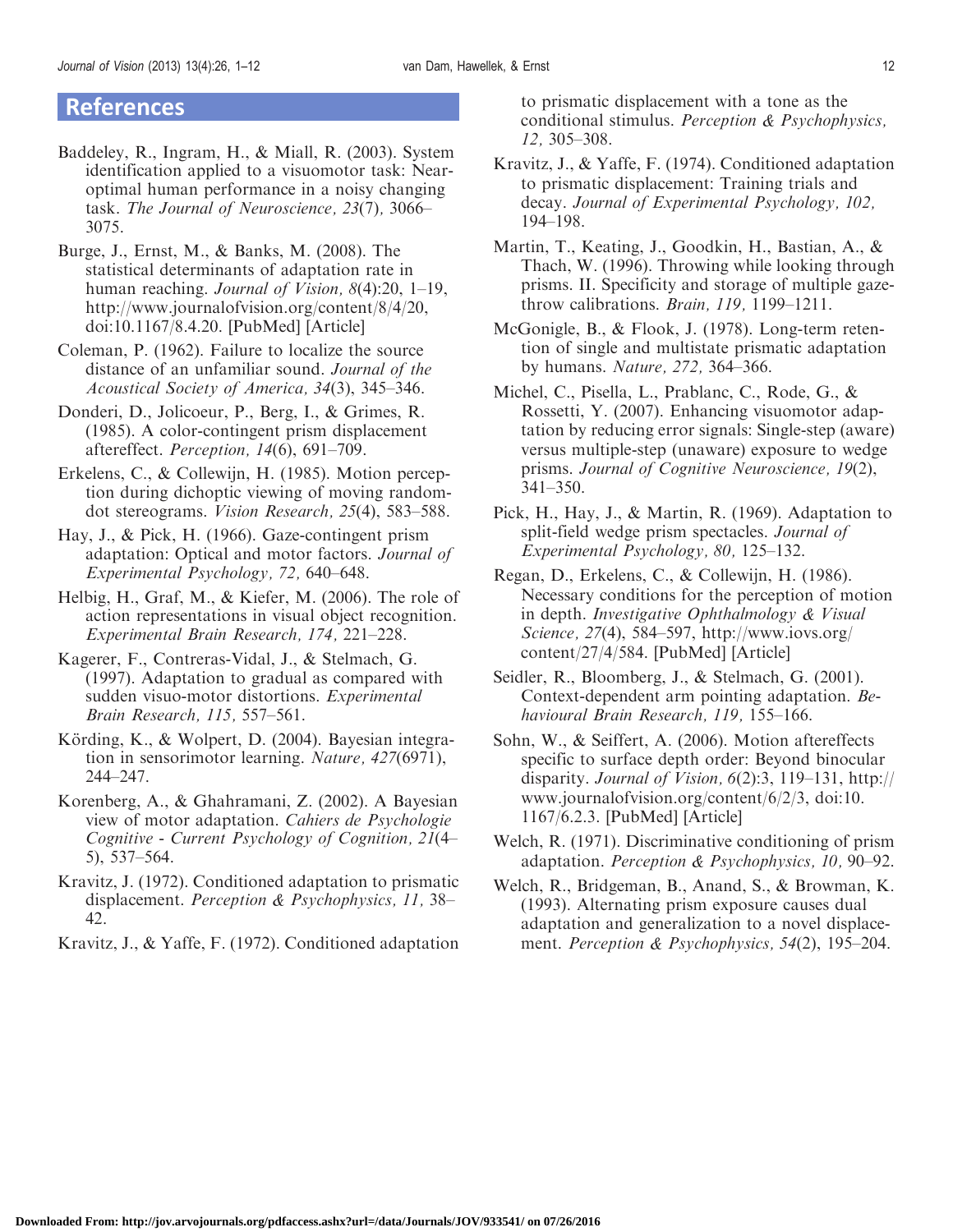## References

Baddeley, R., Ingram, H., & Miall, R. (2003). System identification applied to a visuomotor task: Near-optimal human performance in a noisy changing task. *The Journal of Neuroscience, 23*(7), 3066–3075.

Burge, J., Ernst, M., & Banks, M. (2008). The statistical determinants of adaptation rate in human reaching. *Journal of Vision, 8*(4):20, 1–19, http://www.journalofvision.org/content/8/4/20, doi:10.1167/8.4.20. [PubMed] [Article]

Coleman, P. (1962). Failure to localize the source distance of an unfamiliar sound. *Journal of the Acoustical Society of America, 34*(3), 345–346.

Donderi, D., Jolicoeur, P., Berg, I., & Grimes, R. (1985). A color-contingent prism displacement aftereffect. *Perception, 14*(6), 691–709.

Erkelens, C., & Collewijn, H. (1985). Motion perception during dichoptic viewing of moving random-dot stereograms. *Vision Research, 25*(4), 583–588.

Hay, J., & Pick, H. (1966). Gaze-contingent prism adaptation: Optical and motor factors. *Journal of Experimental Psychology, 72,* 640–648.

Helbig, H., Graf, M., & Kiefer, M. (2006). The role of action representations in visual object recognition. *Experimental Brain Research, 174,* 221–228.

Kagerer, F., Contreras-Vidal, J., & Stelmach, G. (1997). Adaptation to gradual as compared with sudden visuo-motor distortions. *Experimental Brain Research, 115,* 557–561.

Körding, K., & Wolpert, D. (2004). Bayesian integration in sensorimotor learning. *Nature, 427*(6971), 244–247.

Korenberg, A., & Ghahramani, Z. (2002). A Bayesian view of motor adaptation. *Cahiers de Psychologie Cognitive - Current Psychology of Cognition, 21*(4–5), 537–564.

Kravitz, J. (1972). Conditioned adaptation to prismatic displacement. *Perception & Psychophysics, 11,* 38–42.

Kravitz, J., & Yaffe, F. (1972). Conditioned adaptation to prismatic displacement with a tone as the conditional stimulus. *Perception & Psychophysics, 12,* 305–308.

Kravitz, J., & Yaffe, F. (1974). Conditioned adaptation to prismatic displacement: Training trials and decay. *Journal of Experimental Psychology, 102,* 194–198.

Martin, T., Keating, J., Goodkin, H., Bastian, A., & Thach, W. (1996). Throwing while looking through prisms. II. Specificity and storage of multiple gaze-throw calibrations. *Brain, 119,* 1199–1211.

McGonigle, B., & Flook, J. (1978). Long-term retention of single and multistate prismatic adaptation by humans. *Nature, 272,* 364–366.

Michel, C., Pisella, L., Prablanc, C., Rode, G., & Rossetti, Y. (2007). Enhancing visuomotor adaptation by reducing error signals: Single-step (aware) versus multiple-step (unaware) exposure to wedge prisms. *Journal of Cognitive Neuroscience, 19*(2), 341–350.

Pick, H., Hay, J., & Martin, R. (1969). Adaptation to split-field wedge prism spectacles. *Journal of Experimental Psychology, 80,* 125–132.

Regan, D., Erkelens, C., & Collewijn, H. (1986). Necessary conditions for the perception of motion in depth. *Investigative Ophthalmology & Visual Science, 27*(4), 584–597, http://www.iovs.org/content/27/4/584. [PubMed] [Article]

Seidler, R., Bloomberg, J., & Stelmach, G. (2001). Context-dependent arm pointing adaptation. *Behavioural Brain Research, 119,* 155–166.

Sohn, W., & Seiffert, A. (2006). Motion aftereffects specific to surface depth order: Beyond binocular disparity. *Journal of Vision, 6*(2):3, 119–131, http://www.journalofvision.org/content/6/2/3, doi:10.1167/6.2.3. [PubMed] [Article]

Welch, R. (1971). Discriminative conditioning of prism adaptation. *Perception & Psychophysics, 10,* 90–92.

Welch, R., Bridgeman, B., Anand, S., & Browman, K. (1993). Alternating prism exposure causes dual adaptation and generalization to a novel displacement. *Perception & Psychophysics, 54*(2), 195–204.